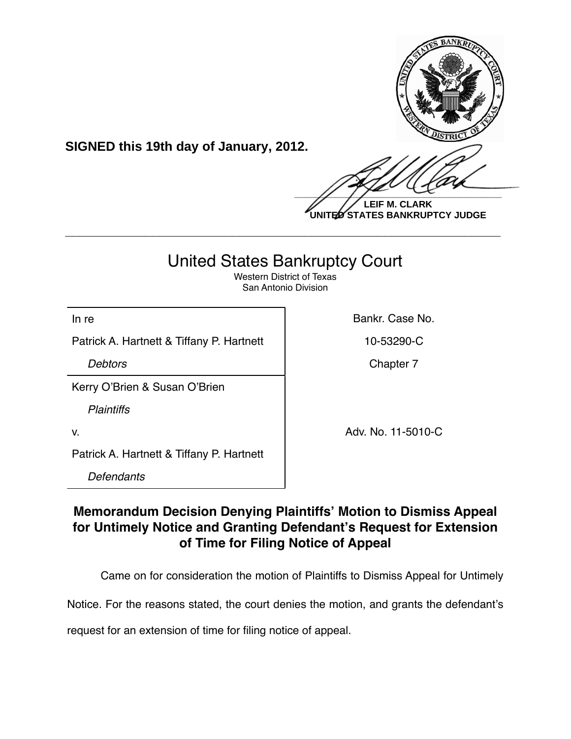**SIGNED this 19th day of January, 2012.**

**LEIF M. CLARK**
**UNITED STATES BANKRUPTCY JUDGE**

---

# United States Bankruptcy Court

Western District of Texas
San Antonio Division

| | |
|---|---|
| In re<br>Patrick A. Hartnett & Tiffany P. Hartnett<br>*Debtors* | Bankr. Case No.<br>10-53290-C<br>Chapter 7 |
| Kerry O'Brien & Susan O'Brien<br>*Plaintiffs*<br>v.<br>Patrick A. Hartnett & Tiffany P. Hartnett<br>*Defendants* | Adv. No. 11-5010-C |

## Memorandum Decision Denying Plaintiffs' Motion to Dismiss Appeal for Untimely Notice and Granting Defendant's Request for Extension of Time for Filing Notice of Appeal

Came on for consideration the motion of Plaintiffs to Dismiss Appeal for Untimely Notice. For the reasons stated, the court denies the motion, and grants the defendant's request for an extension of time for filing notice of appeal.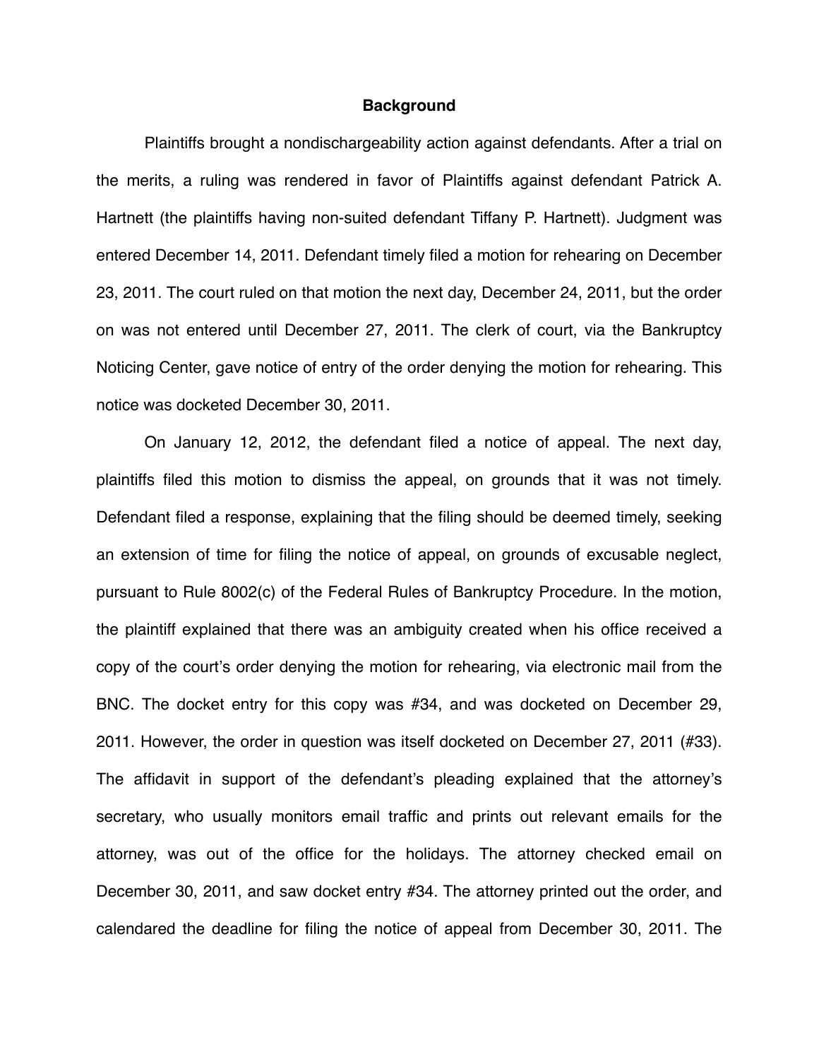## Background

Plaintiffs brought a nondischargeability action against defendants. After a trial on the merits, a ruling was rendered in favor of Plaintiffs against defendant Patrick A. Hartnett (the plaintiffs having non-suited defendant Tiffany P. Hartnett). Judgment was entered December 14, 2011. Defendant timely filed a motion for rehearing on December 23, 2011. The court ruled on that motion the next day, December 24, 2011, but the order on was not entered until December 27, 2011. The clerk of court, via the Bankruptcy Noticing Center, gave notice of entry of the order denying the motion for rehearing. This notice was docketed December 30, 2011.

On January 12, 2012, the defendant filed a notice of appeal. The next day, plaintiffs filed this motion to dismiss the appeal, on grounds that it was not timely. Defendant filed a response, explaining that the filing should be deemed timely, seeking an extension of time for filing the notice of appeal, on grounds of excusable neglect, pursuant to Rule 8002(c) of the Federal Rules of Bankruptcy Procedure. In the motion, the plaintiff explained that there was an ambiguity created when his office received a copy of the court's order denying the motion for rehearing, via electronic mail from the BNC. The docket entry for this copy was #34, and was docketed on December 29, 2011. However, the order in question was itself docketed on December 27, 2011 (#33). The affidavit in support of the defendant's pleading explained that the attorney's secretary, who usually monitors email traffic and prints out relevant emails for the attorney, was out of the office for the holidays. The attorney checked email on December 30, 2011, and saw docket entry #34. The attorney printed out the order, and calendared the deadline for filing the notice of appeal from December 30, 2011. The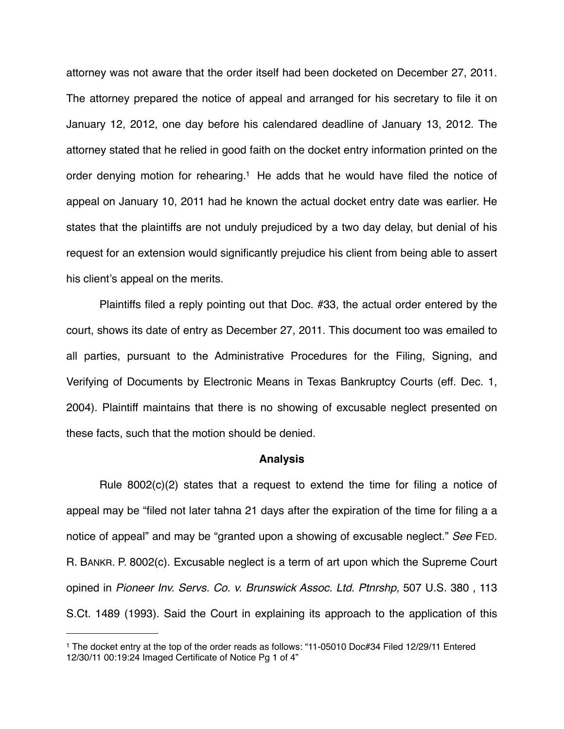attorney was not aware that the order itself had been docketed on December 27, 2011. The attorney prepared the notice of appeal and arranged for his secretary to file it on January 12, 2012, one day before his calendared deadline of January 13, 2012. The attorney stated that he relied in good faith on the docket entry information printed on the order denying motion for rehearing.[1] He adds that he would have filed the notice of appeal on January 10, 2011 had he known the actual docket entry date was earlier. He states that the plaintiffs are not unduly prejudiced by a two day delay, but denial of his request for an extension would significantly prejudice his client from being able to assert his client's appeal on the merits.

Plaintiffs filed a reply pointing out that Doc. #33, the actual order entered by the court, shows its date of entry as December 27, 2011. This document too was emailed to all parties, pursuant to the Administrative Procedures for the Filing, Signing, and Verifying of Documents by Electronic Means in Texas Bankruptcy Courts (eff. Dec. 1, 2004). Plaintiff maintains that there is no showing of excusable neglect presented on these facts, such that the motion should be denied.

**Analysis**

Rule 8002(c)(2) states that a request to extend the time for filing a notice of appeal may be "filed not later tahna 21 days after the expiration of the time for filing a a notice of appeal" and may be "granted upon a showing of excusable neglect." *See* FED. R. BANKR. P. 8002(c). Excusable neglect is a term of art upon which the Supreme Court opined in *Pioneer Inv. Servs. Co. v. Brunswick Assoc. Ltd. Ptnrshp,* 507 U.S. 380 , 113 S.Ct. 1489 (1993). Said the Court in explaining its approach to the application of this

---

[1] The docket entry at the top of the order reads as follows: "11-05010 Doc#34 Filed 12/29/11 Entered 12/30/11 00:19:24 Imaged Certificate of Notice Pg 1 of 4"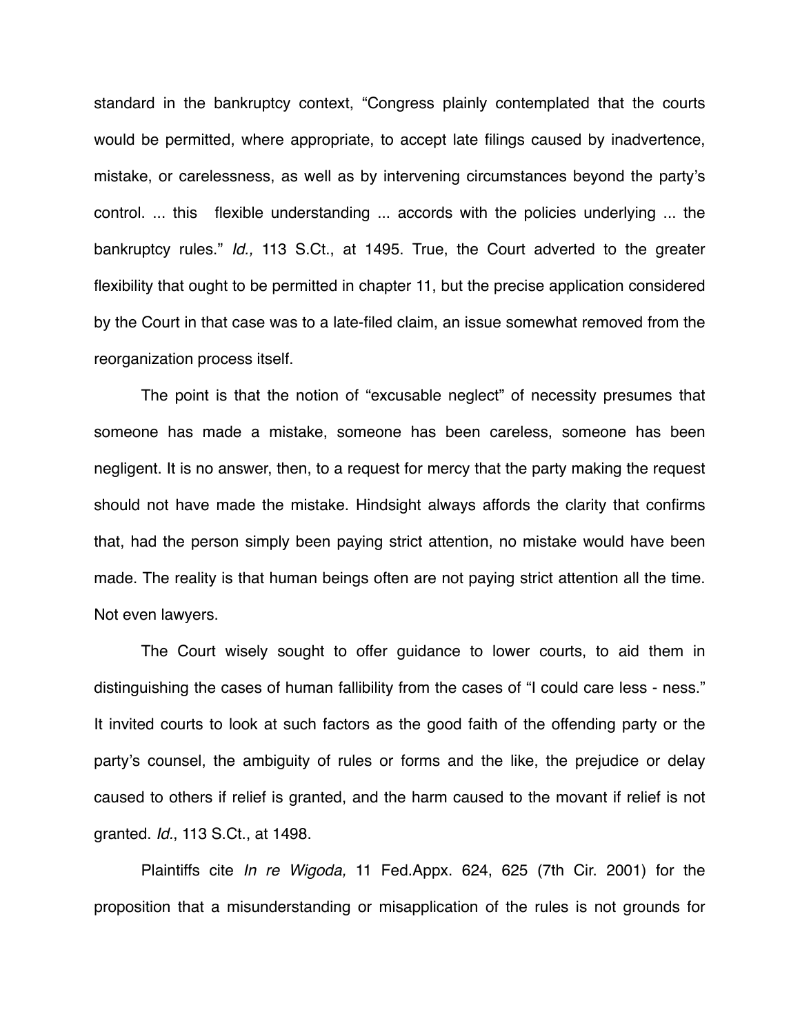standard in the bankruptcy context, "Congress plainly contemplated that the courts would be permitted, where appropriate, to accept late filings caused by inadvertence, mistake, or carelessness, as well as by intervening circumstances beyond the party's control. ... this flexible understanding ... accords with the policies underlying ... the bankruptcy rules." *Id.,* 113 S.Ct., at 1495. True, the Court adverted to the greater flexibility that ought to be permitted in chapter 11, but the precise application considered by the Court in that case was to a late-filed claim, an issue somewhat removed from the reorganization process itself.

The point is that the notion of "excusable neglect" of necessity presumes that someone has made a mistake, someone has been careless, someone has been negligent. It is no answer, then, to a request for mercy that the party making the request should not have made the mistake. Hindsight always affords the clarity that confirms that, had the person simply been paying strict attention, no mistake would have been made. The reality is that human beings often are not paying strict attention all the time. Not even lawyers.

The Court wisely sought to offer guidance to lower courts, to aid them in distinguishing the cases of human fallibility from the cases of "I could care less - ness." It invited courts to look at such factors as the good faith of the offending party or the party's counsel, the ambiguity of rules or forms and the like, the prejudice or delay caused to others if relief is granted, and the harm caused to the movant if relief is not granted. *Id.*, 113 S.Ct., at 1498.

Plaintiffs cite *In re Wigoda,* 11 Fed.Appx. 624, 625 (7th Cir. 2001) for the proposition that a misunderstanding or misapplication of the rules is not grounds for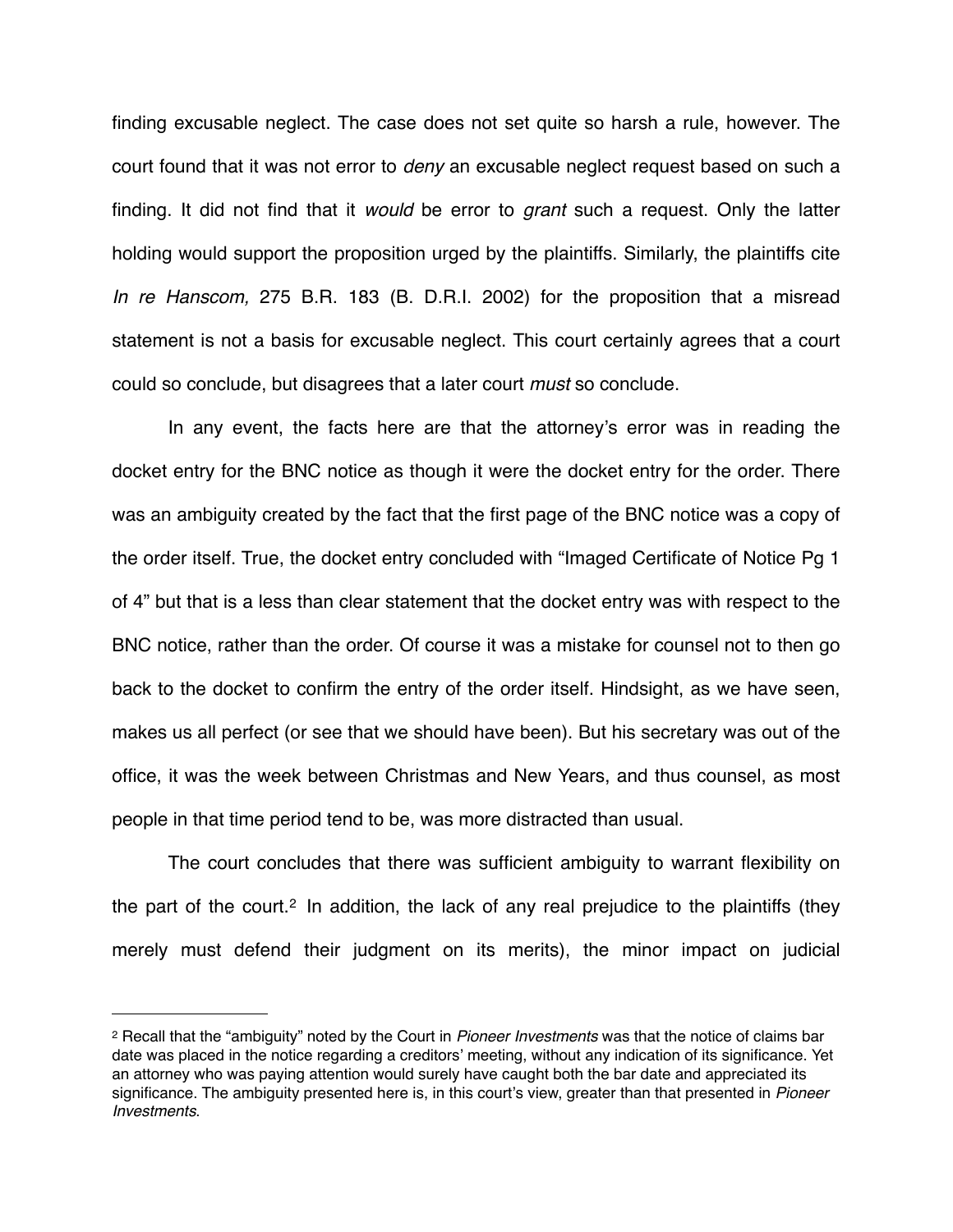finding excusable neglect. The case does not set quite so harsh a rule, however. The court found that it was not error to *deny* an excusable neglect request based on such a finding. It did not find that it *would* be error to *grant* such a request. Only the latter holding would support the proposition urged by the plaintiffs. Similarly, the plaintiffs cite *In re Hanscom,* 275 B.R. 183 (B. D.R.I. 2002) for the proposition that a misread statement is not a basis for excusable neglect. This court certainly agrees that a court could so conclude, but disagrees that a later court *must* so conclude.

In any event, the facts here are that the attorney's error was in reading the docket entry for the BNC notice as though it were the docket entry for the order. There was an ambiguity created by the fact that the first page of the BNC notice was a copy of the order itself. True, the docket entry concluded with "Imaged Certificate of Notice Pg 1 of 4" but that is a less than clear statement that the docket entry was with respect to the BNC notice, rather than the order. Of course it was a mistake for counsel not to then go back to the docket to confirm the entry of the order itself. Hindsight, as we have seen, makes us all perfect (or see that we should have been). But his secretary was out of the office, it was the week between Christmas and New Years, and thus counsel, as most people in that time period tend to be, was more distracted than usual.

The court concludes that there was sufficient ambiguity to warrant flexibility on the part of the court.[2] In addition, the lack of any real prejudice to the plaintiffs (they merely must defend their judgment on its merits), the minor impact on judicial

---

[2] Recall that the "ambiguity" noted by the Court in *Pioneer Investments* was that the notice of claims bar date was placed in the notice regarding a creditors' meeting, without any indication of its significance. Yet an attorney who was paying attention would surely have caught both the bar date and appreciated its significance. The ambiguity presented here is, in this court's view, greater than that presented in *Pioneer Investments*.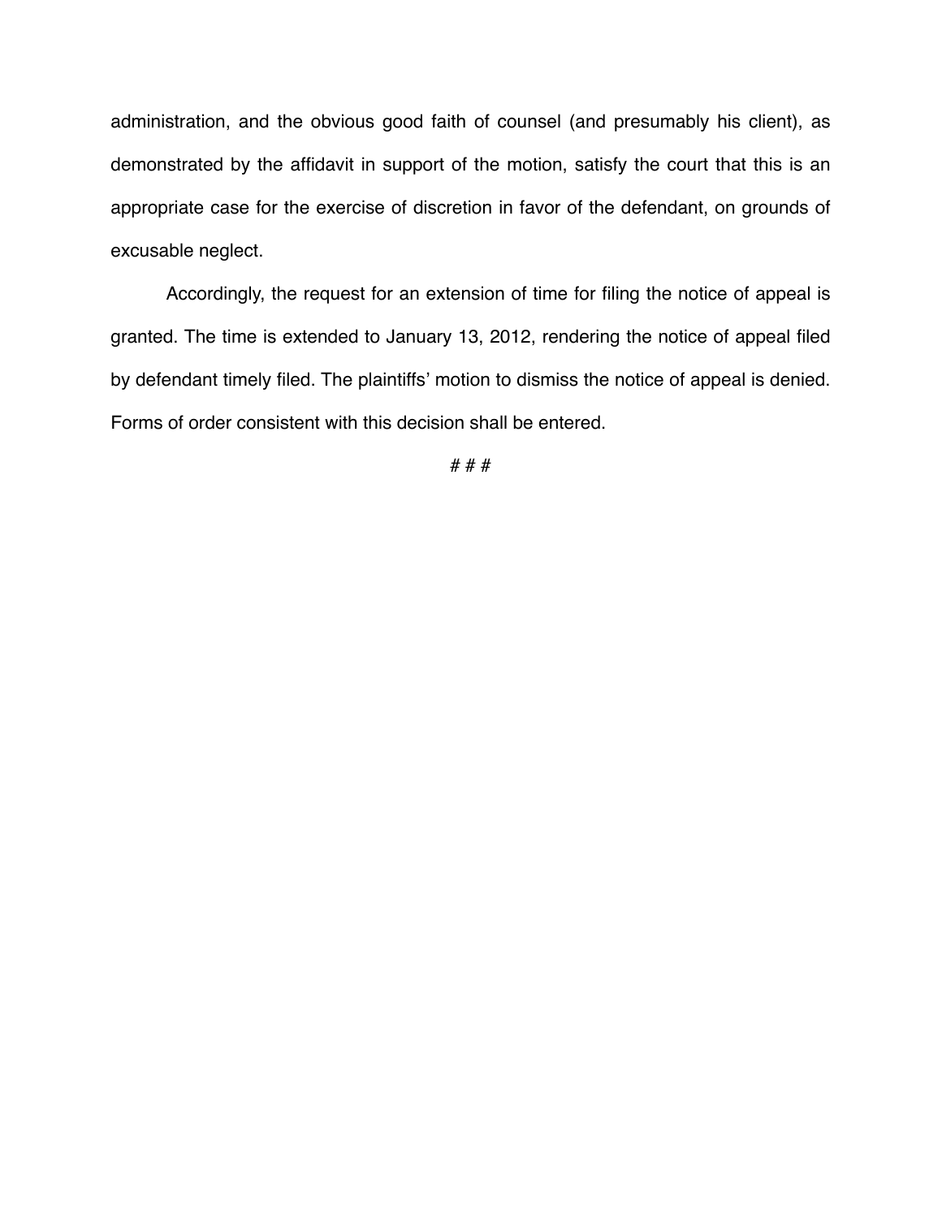administration, and the obvious good faith of counsel (and presumably his client), as demonstrated by the affidavit in support of the motion, satisfy the court that this is an appropriate case for the exercise of discretion in favor of the defendant, on grounds of excusable neglect.

Accordingly, the request for an extension of time for filing the notice of appeal is granted. The time is extended to January 13, 2012, rendering the notice of appeal filed by defendant timely filed. The plaintiffs' motion to dismiss the notice of appeal is denied. Forms of order consistent with this decision shall be entered.

# # #